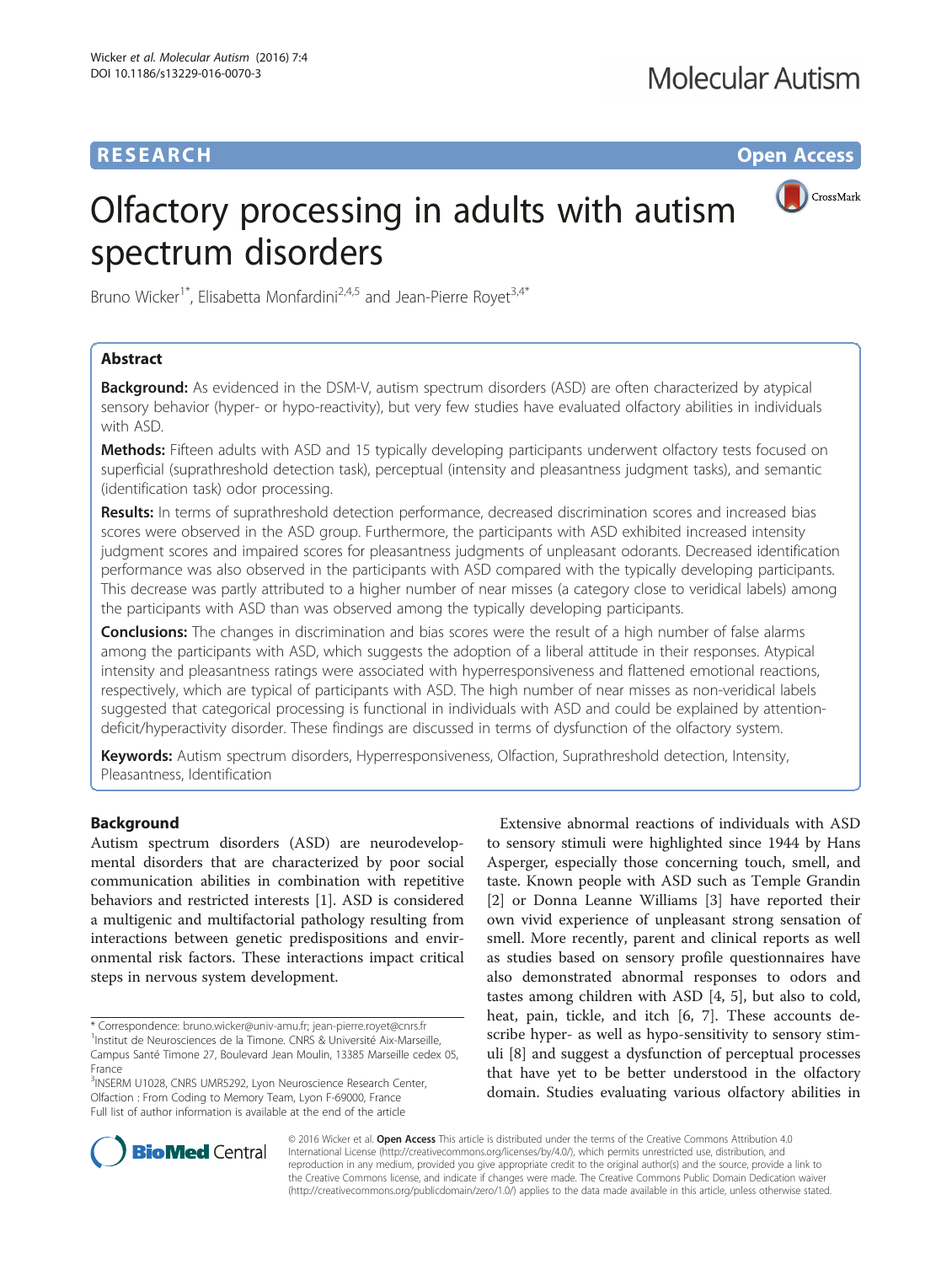## RESEARCH

**Open Access**

# Olfactory processing in adults with autism spectrum disorders

Bruno Wicker[1*], Elisabetta Monfardini[2,4,5] and Jean-Pierre Royet[3,4*]

## Abstract

**Background:** As evidenced in the DSM-V, autism spectrum disorders (ASD) are often characterized by atypical sensory behavior (hyper- or hypo-reactivity), but very few studies have evaluated olfactory abilities in individuals with ASD.

**Methods:** Fifteen adults with ASD and 15 typically developing participants underwent olfactory tests focused on superficial (suprathreshold detection task), perceptual (intensity and pleasantness judgment tasks), and semantic (identification task) odor processing.

**Results:** In terms of suprathreshold detection performance, decreased discrimination scores and increased bias scores were observed in the ASD group. Furthermore, the participants with ASD exhibited increased intensity judgment scores and impaired scores for pleasantness judgments of unpleasant odorants. Decreased identification performance was also observed in the participants with ASD compared with the typically developing participants. This decrease was partly attributed to a higher number of near misses (a category close to veridical labels) among the participants with ASD than was observed among the typically developing participants.

**Conclusions:** The changes in discrimination and bias scores were the result of a high number of false alarms among the participants with ASD, which suggests the adoption of a liberal attitude in their responses. Atypical intensity and pleasantness ratings were associated with hyperresponsiveness and flattened emotional reactions, respectively, which are typical of participants with ASD. The high number of near misses as non-veridical labels suggested that categorical processing is functional in individuals with ASD and could be explained by attention-deficit/hyperactivity disorder. These findings are discussed in terms of dysfunction of the olfactory system.

**Keywords:** Autism spectrum disorders, Hyperresponsiveness, Olfaction, Suprathreshold detection, Intensity, Pleasantness, Identification

## Background

Autism spectrum disorders (ASD) are neurodevelopmental disorders that are characterized by poor social communication abilities in combination with repetitive behaviors and restricted interests [1]. ASD is considered a multigenic and multifactorial pathology resulting from interactions between genetic predispositions and environmental risk factors. These interactions impact critical steps in nervous system development.

Extensive abnormal reactions of individuals with ASD to sensory stimuli were highlighted since 1944 by Hans Asperger, especially those concerning touch, smell, and taste. Known people with ASD such as Temple Grandin [2] or Donna Leanne Williams [3] have reported their own vivid experience of unpleasant strong sensation of smell. More recently, parent and clinical reports as well as studies based on sensory profile questionnaires have also demonstrated abnormal responses to odors and tastes among children with ASD [4, 5], but also to cold, heat, pain, tickle, and itch [6, 7]. These accounts describe hyper- as well as hypo-sensitivity to sensory stimuli [8] and suggest a dysfunction of perceptual processes that have yet to be better understood in the olfactory domain. Studies evaluating various olfactory abilities in

\* Correspondence: bruno.wicker@univ-amu.fr; jean-pierre.royet@cnrs.fr
[1]Institut de Neurosciences de la Timone. CNRS & Université Aix-Marseille, Campus Santé Timone 27, Boulevard Jean Moulin, 13385 Marseille cedex 05, France
[3]INSERM U1028, CNRS UMR5292, Lyon Neuroscience Research Center, Olfaction : From Coding to Memory Team, Lyon F-69000, France
Full list of author information is available at the end of the article

© 2016 Wicker et al. **Open Access** This article is distributed under the terms of the Creative Commons Attribution 4.0 International License (http://creativecommons.org/licenses/by/4.0/), which permits unrestricted use, distribution, and reproduction in any medium, provided you give appropriate credit to the original author(s) and the source, provide a link to the Creative Commons license, and indicate if changes were made. The Creative Commons Public Domain Dedication waiver (http://creativecommons.org/publicdomain/zero/1.0/) applies to the data made available in this article, unless otherwise stated.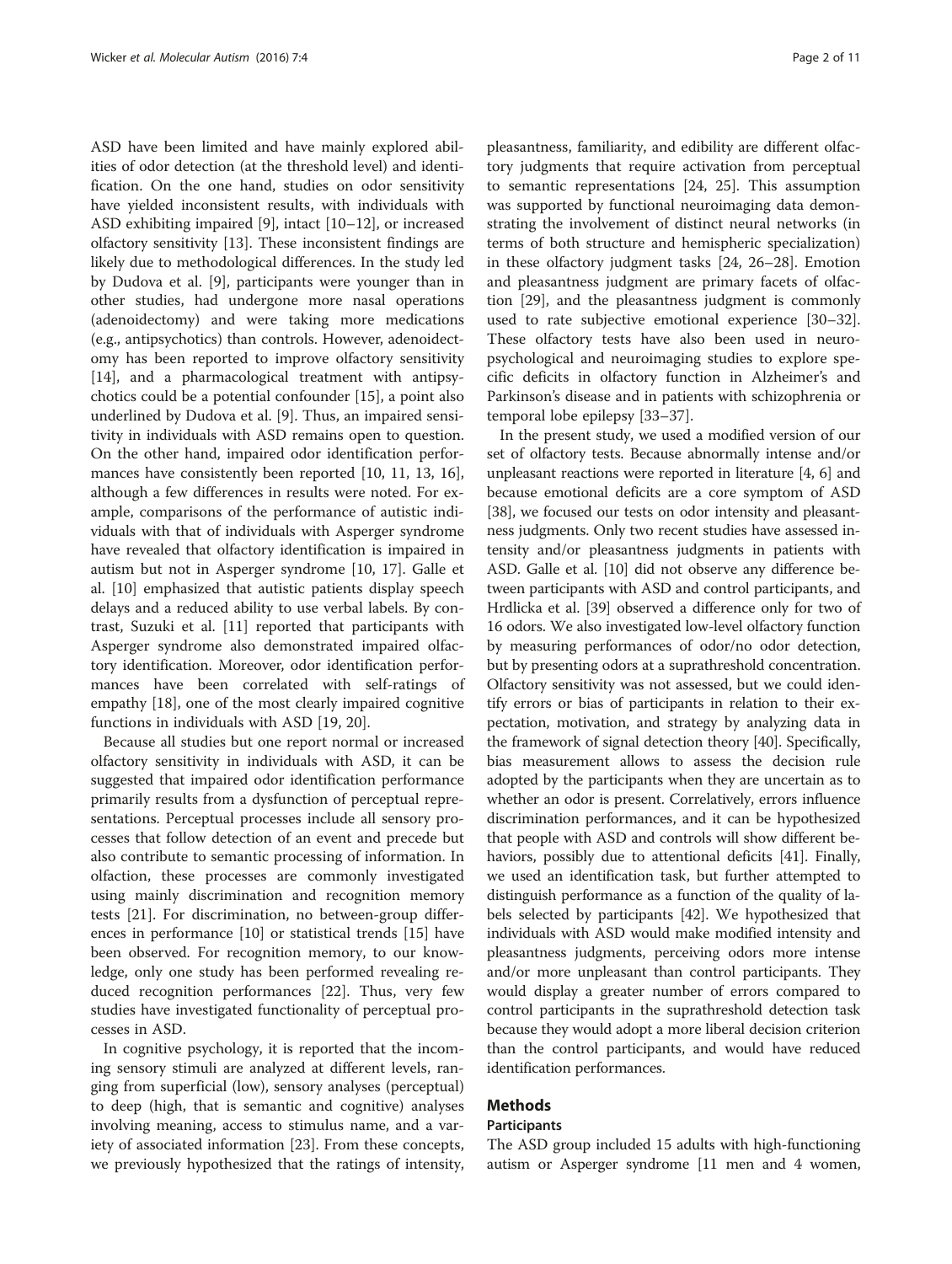ASD have been limited and have mainly explored abilities of odor detection (at the threshold level) and identification. On the one hand, studies on odor sensitivity have yielded inconsistent results, with individuals with ASD exhibiting impaired [9], intact [10–12], or increased olfactory sensitivity [13]. These inconsistent findings are likely due to methodological differences. In the study led by Dudova et al. [9], participants were younger than in other studies, had undergone more nasal operations (adenoidectomy) and were taking more medications (e.g., antipsychotics) than controls. However, adenoidectomy has been reported to improve olfactory sensitivity [14], and a pharmacological treatment with antipsychotics could be a potential confounder [15], a point also underlined by Dudova et al. [9]. Thus, an impaired sensitivity in individuals with ASD remains open to question. On the other hand, impaired odor identification performances have consistently been reported [10, 11, 13, 16], although a few differences in results were noted. For example, comparisons of the performance of autistic individuals with that of individuals with Asperger syndrome have revealed that olfactory identification is impaired in autism but not in Asperger syndrome [10, 17]. Galle et al. [10] emphasized that autistic patients display speech delays and a reduced ability to use verbal labels. By contrast, Suzuki et al. [11] reported that participants with Asperger syndrome also demonstrated impaired olfactory identification. Moreover, odor identification performances have been correlated with self-ratings of empathy [18], one of the most clearly impaired cognitive functions in individuals with ASD [19, 20].

Because all studies but one report normal or increased olfactory sensitivity in individuals with ASD, it can be suggested that impaired odor identification performance primarily results from a dysfunction of perceptual representations. Perceptual processes include all sensory processes that follow detection of an event and precede but also contribute to semantic processing of information. In olfaction, these processes are commonly investigated using mainly discrimination and recognition memory tests [21]. For discrimination, no between-group differences in performance [10] or statistical trends [15] have been observed. For recognition memory, to our knowledge, only one study has been performed revealing reduced recognition performances [22]. Thus, very few studies have investigated functionality of perceptual processes in ASD.

In cognitive psychology, it is reported that the incoming sensory stimuli are analyzed at different levels, ranging from superficial (low), sensory analyses (perceptual) to deep (high, that is semantic and cognitive) analyses involving meaning, access to stimulus name, and a variety of associated information [23]. From these concepts, we previously hypothesized that the ratings of intensity, pleasantness, familiarity, and edibility are different olfactory judgments that require activation from perceptual to semantic representations [24, 25]. This assumption was supported by functional neuroimaging data demonstrating the involvement of distinct neural networks (in terms of both structure and hemispheric specialization) in these olfactory judgment tasks [24, 26–28]. Emotion and pleasantness judgment are primary facets of olfaction [29], and the pleasantness judgment is commonly used to rate subjective emotional experience [30–32]. These olfactory tests have also been used in neuropsychological and neuroimaging studies to explore specific deficits in olfactory function in Alzheimer's and Parkinson's disease and in patients with schizophrenia or temporal lobe epilepsy [33–37].

In the present study, we used a modified version of our set of olfactory tests. Because abnormally intense and/or unpleasant reactions were reported in literature [4, 6] and because emotional deficits are a core symptom of ASD [38], we focused our tests on odor intensity and pleasantness judgments. Only two recent studies have assessed intensity and/or pleasantness judgments in patients with ASD. Galle et al. [10] did not observe any difference between participants with ASD and control participants, and Hrdlicka et al. [39] observed a difference only for two of 16 odors. We also investigated low-level olfactory function by measuring performances of odor/no odor detection, but by presenting odors at a suprathreshold concentration. Olfactory sensitivity was not assessed, but we could identify errors or bias of participants in relation to their expectation, motivation, and strategy by analyzing data in the framework of signal detection theory [40]. Specifically, bias measurement allows to assess the decision rule adopted by the participants when they are uncertain as to whether an odor is present. Correlatively, errors influence discrimination performances, and it can be hypothesized that people with ASD and controls will show different behaviors, possibly due to attentional deficits [41]. Finally, we used an identification task, but further attempted to distinguish performance as a function of the quality of labels selected by participants [42]. We hypothesized that individuals with ASD would make modified intensity and pleasantness judgments, perceiving odors more intense and/or more unpleasant than control participants. They would display a greater number of errors compared to control participants in the suprathreshold detection task because they would adopt a more liberal decision criterion than the control participants, and would have reduced identification performances.

## Methods

### Participants

The ASD group included 15 adults with high-functioning autism or Asperger syndrome [11 men and 4 women,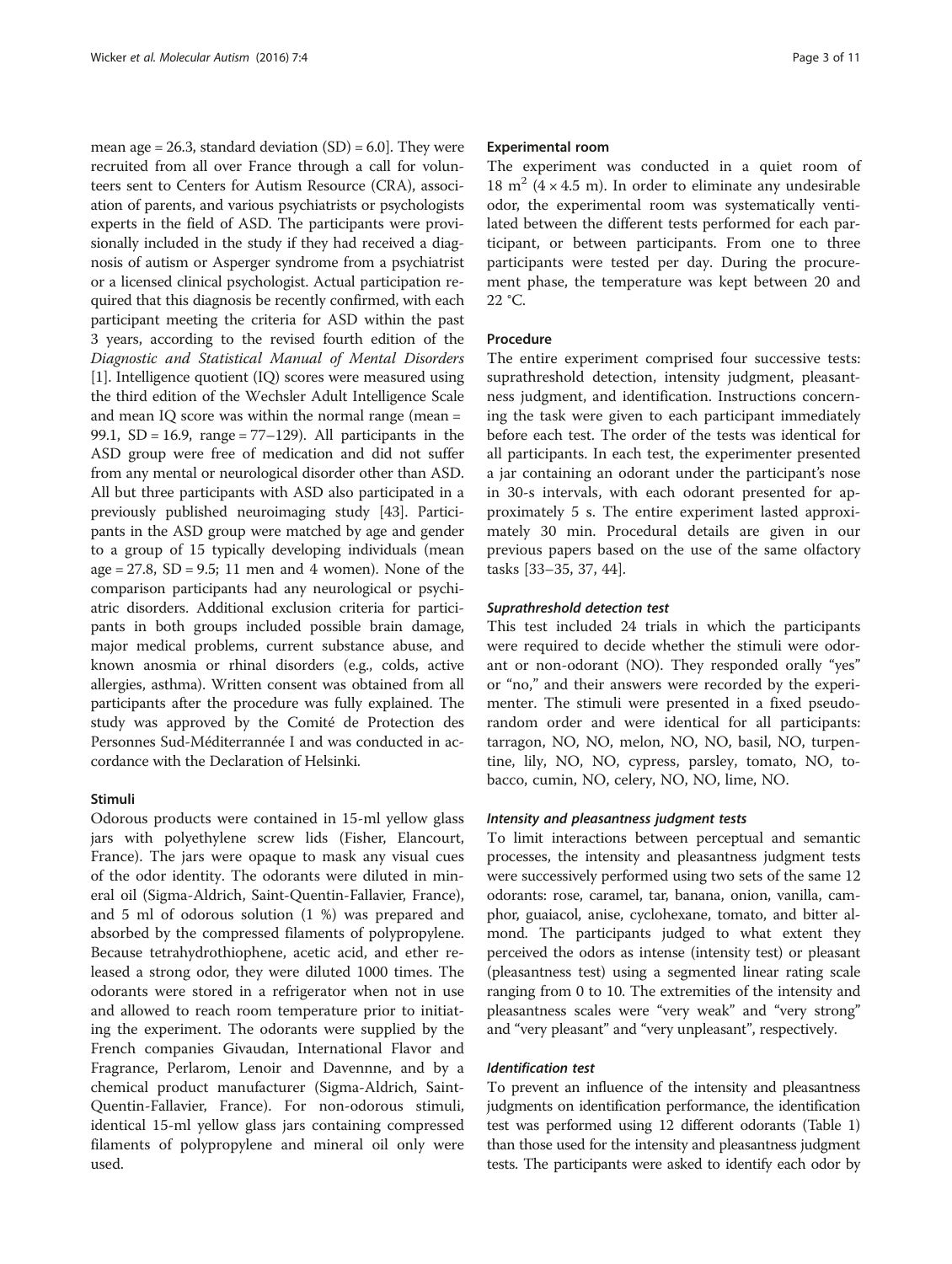mean age = 26.3, standard deviation (SD) = 6.0]. They were recruited from all over France through a call for volunteers sent to Centers for Autism Resource (CRA), association of parents, and various psychiatrists or psychologists experts in the field of ASD. The participants were provisionally included in the study if they had received a diagnosis of autism or Asperger syndrome from a psychiatrist or a licensed clinical psychologist. Actual participation required that this diagnosis be recently confirmed, with each participant meeting the criteria for ASD within the past 3 years, according to the revised fourth edition of the *Diagnostic and Statistical Manual of Mental Disorders* [1]. Intelligence quotient (IQ) scores were measured using the third edition of the Wechsler Adult Intelligence Scale and mean IQ score was within the normal range (mean = 99.1, SD = 16.9, range = 77–129). All participants in the ASD group were free of medication and did not suffer from any mental or neurological disorder other than ASD. All but three participants with ASD also participated in a previously published neuroimaging study [43]. Participants in the ASD group were matched by age and gender to a group of 15 typically developing individuals (mean age = 27.8, SD = 9.5; 11 men and 4 women). None of the comparison participants had any neurological or psychiatric disorders. Additional exclusion criteria for participants in both groups included possible brain damage, major medical problems, current substance abuse, and known anosmia or rhinal disorders (e.g., colds, active allergies, asthma). Written consent was obtained from all participants after the procedure was fully explained. The study was approved by the Comité de Protection des Personnes Sud-Méditerrannée I and was conducted in accordance with the Declaration of Helsinki.

### Stimuli

Odorous products were contained in 15-ml yellow glass jars with polyethylene screw lids (Fisher, Elancourt, France). The jars were opaque to mask any visual cues of the odor identity. The odorants were diluted in mineral oil (Sigma-Aldrich, Saint-Quentin-Fallavier, France), and 5 ml of odorous solution (1 %) was prepared and absorbed by the compressed filaments of polypropylene. Because tetrahydrothiophene, acetic acid, and ether released a strong odor, they were diluted 1000 times. The odorants were stored in a refrigerator when not in use and allowed to reach room temperature prior to initiating the experiment. The odorants were supplied by the French companies Givaudan, International Flavor and Fragrance, Perlarom, Lenoir and Davennne, and by a chemical product manufacturer (Sigma-Aldrich, Saint-Quentin-Fallavier, France). For non-odorous stimuli, identical 15-ml yellow glass jars containing compressed filaments of polypropylene and mineral oil only were used.

### Experimental room

The experiment was conducted in a quiet room of 18 $m^2$ ($4 \times 4.5$ m). In order to eliminate any undesirable odor, the experimental room was systematically ventilated between the different tests performed for each participant, or between participants. From one to three participants were tested per day. During the procurement phase, the temperature was kept between 20 and 22 °C.

### Procedure

The entire experiment comprised four successive tests: suprathreshold detection, intensity judgment, pleasantness judgment, and identification. Instructions concerning the task were given to each participant immediately before each test. The order of the tests was identical for all participants. In each test, the experimenter presented a jar containing an odorant under the participant's nose in 30-s intervals, with each odorant presented for approximately 5 s. The entire experiment lasted approximately 30 min. Procedural details are given in our previous papers based on the use of the same olfactory tasks [33–35, 37, 44].

#### *Suprathreshold detection test*

This test included 24 trials in which the participants were required to decide whether the stimuli were odorant or non-odorant (NO). They responded orally "yes" or "no," and their answers were recorded by the experimenter. The stimuli were presented in a fixed pseudorandom order and were identical for all participants: tarragon, NO, NO, melon, NO, NO, basil, NO, turpentine, lily, NO, NO, cypress, parsley, tomato, NO, tobacco, cumin, NO, celery, NO, NO, lime, NO.

#### *Intensity and pleasantness judgment tests*

To limit interactions between perceptual and semantic processes, the intensity and pleasantness judgment tests were successively performed using two sets of the same 12 odorants: rose, caramel, tar, banana, onion, vanilla, camphor, guaiacol, anise, cyclohexane, tomato, and bitter almond. The participants judged to what extent they perceived the odors as intense (intensity test) or pleasant (pleasantness test) using a segmented linear rating scale ranging from 0 to 10. The extremities of the intensity and pleasantness scales were "very weak" and "very strong" and "very pleasant" and "very unpleasant", respectively.

#### *Identification test*

To prevent an influence of the intensity and pleasantness judgments on identification performance, the identification test was performed using 12 different odorants (Table 1) than those used for the intensity and pleasantness judgment tests. The participants were asked to identify each odor by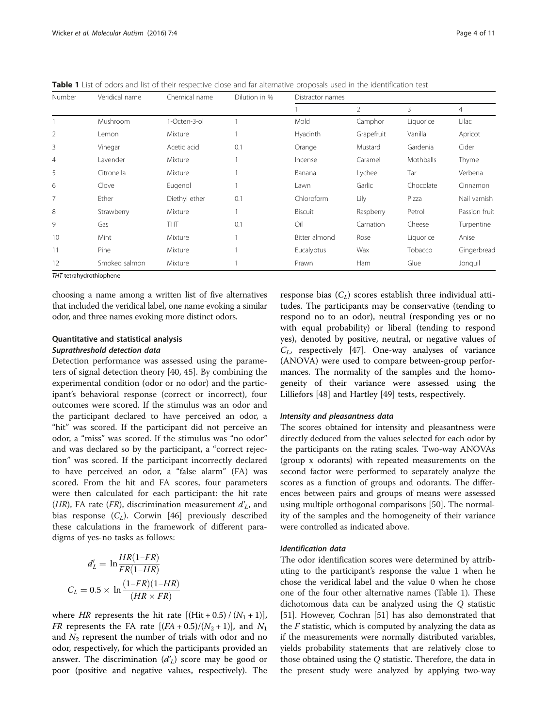**Table 1** List of odors and list of their respective close and far alternative proposals used in the identification test

| Number | Veridical name | Chemical name | Dilution in % | Distractor names | | | |
|---|---|---|---|---|---|---|---|
| | | | | 1 | 2 | 3 | 4 |
| 1 | Mushroom | 1-Octen-3-ol | 1 | Mold | Camphor | Liquorice | Lilac |
| 2 | Lemon | Mixture | 1 | Hyacinth | Grapefruit | Vanilla | Apricot |
| 3 | Vinegar | Acetic acid | 0.1 | Orange | Mustard | Gardenia | Cider |
| 4 | Lavender | Mixture | 1 | Incense | Caramel | Mothballs | Thyme |
| 5 | Citronella | Mixture | 1 | Banana | Lychee | Tar | Verbena |
| 6 | Clove | Eugenol | 1 | Lawn | Garlic | Chocolate | Cinnamon |
| 7 | Ether | Diethyl ether | 0.1 | Chloroform | Lily | Pizza | Nail varnish |
| 8 | Strawberry | Mixture | 1 | Biscuit | Raspberry | Petrol | Passion fruit |
| 9 | Gas | THT | 0.1 | Oil | Carnation | Cheese | Turpentine |
| 10 | Mint | Mixture | 1 | Bitter almond | Rose | Liquorice | Anise |
| 11 | Pine | Mixture | 1 | Eucalyptus | Wax | Tobacco | Gingerbread |
| 12 | Smoked salmon | Mixture | 1 | Prawn | Ham | Glue | Jonquil |

*THT* tetrahydrothiophene

choosing a name among a written list of five alternatives that included the veridical label, one name evoking a similar odor, and three names evoking more distinct odors.

## Quantitative and statistical analysis

### *Suprathreshold detection data*

Detection performance was assessed using the parameters of signal detection theory [40, 45]. By combining the experimental condition (odor or no odor) and the participant's behavioral response (correct or incorrect), four outcomes were scored. If the stimulus was an odor and the participant declared to have perceived an odor, a "hit" was scored. If the participant did not perceive an odor, a "miss" was scored. If the stimulus was "no odor" and was declared so by the participant, a "correct rejection" was scored. If the participant incorrectly declared to have perceived an odor, a "false alarm" (FA) was scored. From the hit and FA scores, four parameters were then calculated for each participant: the hit rate (*HR*), FA rate (*FR*), discrimination measurement $d'_L$, and bias response ($C_L$). Corwin [46] previously described these calculations in the framework of different paradigms of yes-no tasks as follows:

$$d'_L = \ln\frac{HR(1\text{–}FR)}{FR(1\text{–}HR)}$$

$$C_L = 0.5 \times \ln\frac{(1\text{–}FR)(1\text{–}HR)}{(HR \times FR)}$$

where *HR* represents the hit rate $[(\text{Hit} + 0.5)/(N_1 + 1)]$, *FR* represents the FA rate $[(FA + 0.5)/(N_2 + 1)]$, and $N_1$ and $N_2$ represent the number of trials with odor and no odor, respectively, for which the participants provided an answer. The discrimination ($d'_L$) score may be good or poor (positive and negative values, respectively). The response bias ($C_L$) scores establish three individual attitudes. The participants may be conservative (tending to respond no to an odor), neutral (responding yes or no with equal probability) or liberal (tending to respond yes), denoted by positive, neutral, or negative values of $C_L$, respectively [47]. One-way analyses of variance (ANOVA) were used to compare between-group performances. The normality of the samples and the homogeneity of their variance were assessed using the Lilliefors [48] and Hartley [49] tests, respectively.

### *Intensity and pleasantness data*

The scores obtained for intensity and pleasantness were directly deduced from the values selected for each odor by the participants on the rating scales. Two-way ANOVAs (group x odorants) with repeated measurements on the second factor were performed to separately analyze the scores as a function of groups and odorants. The differences between pairs and groups of means were assessed using multiple orthogonal comparisons [50]. The normality of the samples and the homogeneity of their variance were controlled as indicated above.

### *Identification data*

The odor identification scores were determined by attributing to the participant's response the value 1 when he chose the veridical label and the value 0 when he chose one of the four other alternative names (Table 1). These dichotomous data can be analyzed using the *Q* statistic [51]. However, Cochran [51] has also demonstrated that the *F* statistic, which is computed by analyzing the data as if the measurements were normally distributed variables, yields probability statements that are relatively close to those obtained using the *Q* statistic. Therefore, the data in the present study were analyzed by applying two-way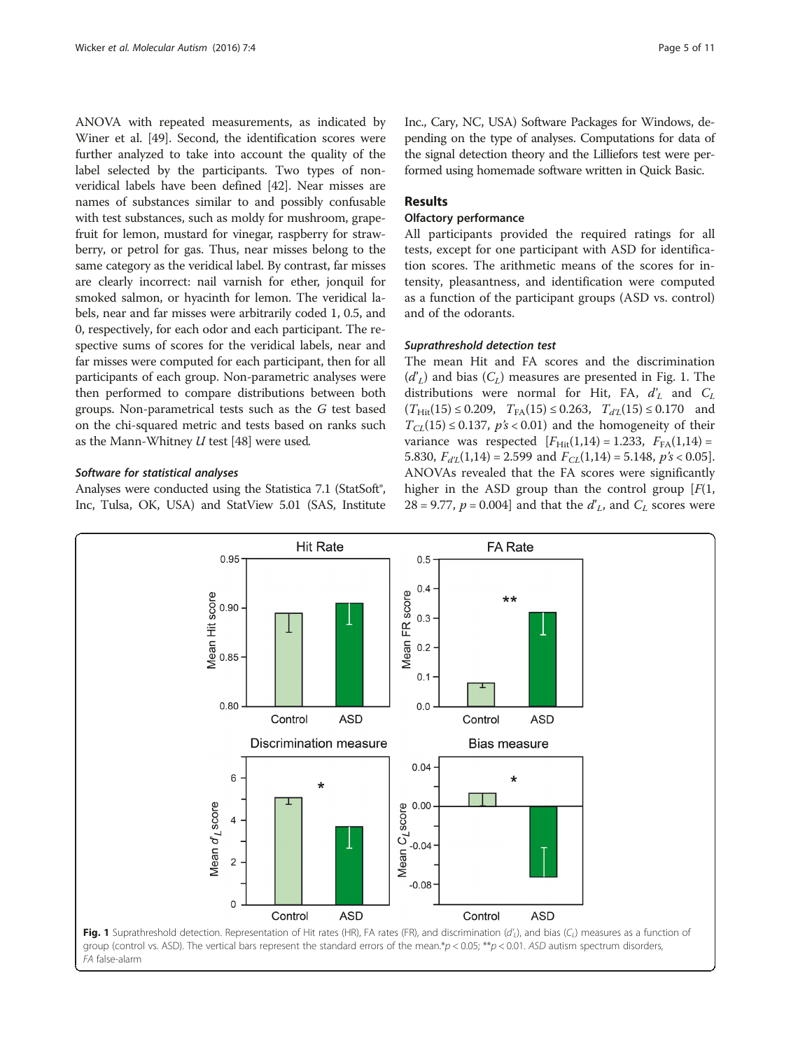ANOVA with repeated measurements, as indicated by Winer et al. [49]. Second, the identification scores were further analyzed to take into account the quality of the label selected by the participants. Two types of non-veridical labels have been defined [42]. Near misses are names of substances similar to and possibly confusable with test substances, such as moldy for mushroom, grapefruit for lemon, mustard for vinegar, raspberry for strawberry, or petrol for gas. Thus, near misses belong to the same category as the veridical label. By contrast, far misses are clearly incorrect: nail varnish for ether, jonquil for smoked salmon, or hyacinth for lemon. The veridical labels, near and far misses were arbitrarily coded 1, 0.5, and 0, respectively, for each odor and each participant. The respective sums of scores for the veridical labels, near and far misses were computed for each participant, then for all participants of each group. Non-parametric analyses were then performed to compare distributions between both groups. Non-parametrical tests such as the *G* test based on the chi-squared metric and tests based on ranks such as the Mann-Whitney *U* test [48] were used.

#### Software for statistical analyses

Analyses were conducted using the Statistica 7.1 (StatSoft®, Inc, Tulsa, OK, USA) and StatView 5.01 (SAS, Institute Inc., Cary, NC, USA) Software Packages for Windows, depending on the type of analyses. Computations for data of the signal detection theory and the Lilliefors test were performed using homemade software written in Quick Basic.

## Results

### Olfactory performance

All participants provided the required ratings for all tests, except for one participant with ASD for identification scores. The arithmetic means of the scores for intensity, pleasantness, and identification were computed as a function of the participant groups (ASD vs. control) and of the odorants.

#### Suprathreshold detection test

The mean Hit and FA scores and the discrimination ($d'_L$) and bias ($C_L$) measures are presented in Fig. 1. The distributions were normal for Hit, FA, $d'_L$ and $C_L$ ($T_{\text{Hit}}(15) \leq 0.209$, $T_{\text{FA}}(15) \leq 0.263$, $T_{d'L}(15) \leq 0.170$ and $T_{CL}(15) \leq 0.137$, $p$'s $< 0.01$) and the homogeneity of their variance was respected [$F_{\text{Hit}}(1,14) = 1.233$, $F_{\text{FA}}(1,14) = 5.830$, $F_{d'L}(1,14) = 2.599$ and $F_{CL}(1,14) = 5.148$, $p$'s $< 0.05$]. ANOVAs revealed that the FA scores were significantly higher in the ASD group than the control group [$F(1, 28 = 9.77$, $p = 0.004$] and that the $d'_L$, and $C_L$ scores were

**Fig. 1** Suprathreshold detection. Representation of Hit rates (HR), FA rates (FR), and discrimination ($d'_L$), and bias ($C_L$) measures as a function of group (control vs. ASD). The vertical bars represent the standard errors of the mean.*$p < 0.05$; **$p < 0.01$. *ASD* autism spectrum disorders, *FA* false-alarm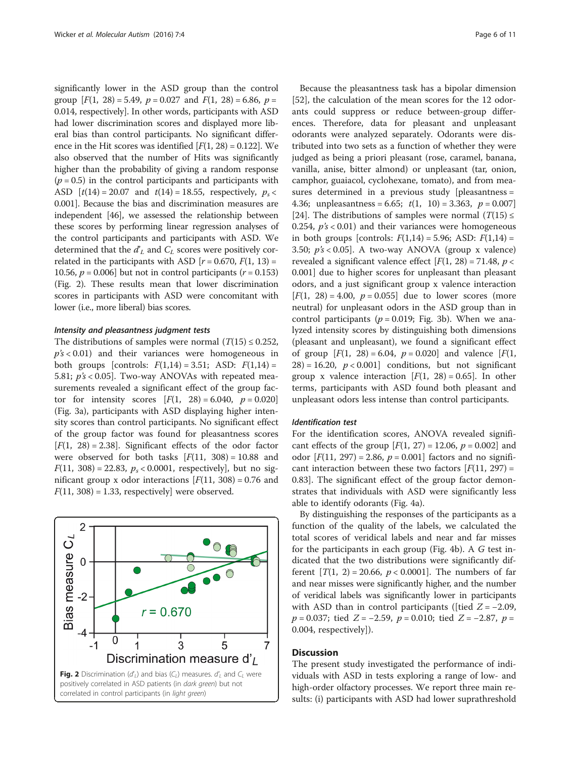significantly lower in the ASD group than the control group [$F(1, 28) = 5.49$, $p = 0.027$ and $F(1, 28) = 6.86$, $p = 0.014$, respectively]. In other words, participants with ASD had lower discrimination scores and displayed more liberal bias than control participants. No significant difference in the Hit scores was identified [$F(1, 28) = 0.122$]. We also observed that the number of Hits was significantly higher than the probability of giving a random response ($p = 0.5$) in the control participants and participants with ASD [$t(14) = 20.07$ and $t(14) = 18.55$, respectively, $p_s < 0.001$]. Because the bias and discrimination measures are independent [46], we assessed the relationship between these scores by performing linear regression analyses of the control participants and participants with ASD. We determined that the $d'_L$ and $C_L$ scores were positively correlated in the participants with ASD [$r = 0.670$, $F(1, 13) = 10.56$, $p = 0.006$] but not in control participants ($r = 0.153$) (Fig. 2). These results mean that lower discrimination scores in participants with ASD were concomitant with lower (i.e., more liberal) bias scores.

#### *Intensity and pleasantness judgment tests*

The distributions of samples were normal ($T(15) \leq 0.252$, $p$'s $< 0.01$) and their variances were homogeneous in both groups [controls: $F(1,14) = 3.51$; ASD: $F(1,14) = 5.81$; $p$'s $< 0.05$]. Two-way ANOVAs with repeated measurements revealed a significant effect of the group factor for intensity scores [$F(1, 28) = 6.040$, $p = 0.020$] (Fig. 3a), participants with ASD displaying higher intensity scores than control participants. No significant effect of the group factor was found for pleasantness scores [$F(1, 28) = 2.38$]. Significant effects of the odor factor were observed for both tasks [$F(11, 308) = 10.88$ and $F(11, 308) = 22.83$, $p_s < 0.0001$, respectively], but no significant group x odor interactions [$F(11, 308) = 0.76$ and $F(11, 308) = 1.33$, respectively] were observed.

**Fig. 2** Discrimination ($d'_L$) and bias ($C_L$) measures. $d'_L$ and $C_L$ were positively correlated in ASD patients (in *dark green*) but not correlated in control participants (in *light green*)

Because the pleasantness task has a bipolar dimension [52], the calculation of the mean scores for the 12 odorants could suppress or reduce between-group differences. Therefore, data for pleasant and unpleasant odorants were analyzed separately. Odorants were distributed into two sets as a function of whether they were judged as being a priori pleasant (rose, caramel, banana, vanilla, anise, bitter almond) or unpleasant (tar, onion, camphor, guaiacol, cyclohexane, tomato), and from measures determined in a previous study [pleasantness = 4.36; unpleasantness = 6.65; $t(1, 10) = 3.363$, $p = 0.007$] [24]. The distributions of samples were normal ($T(15) \leq 0.254$, $p$'s $< 0.01$) and their variances were homogeneous in both groups [controls: $F(1,14) = 5.96$; ASD: $F(1,14) = 3.50$; $p$'s $< 0.05$]. A two-way ANOVA (group x valence) revealed a significant valence effect [$F(1, 28) = 71.48$, $p < 0.001$] due to higher scores for unpleasant than pleasant odors, and a just significant group x valence interaction [$F(1, 28) = 4.00$, $p = 0.055$] due to lower scores (more neutral) for unpleasant odors in the ASD group than in control participants ($p = 0.019$; Fig. 3b). When we analyzed intensity scores by distinguishing both dimensions (pleasant and unpleasant), we found a significant effect of group [$F(1, 28) = 6.04$, $p = 0.020$] and valence [$F(1, 28) = 16.20$, $p < 0.001$] conditions, but not significant group x valence interaction [$F(1, 28) = 0.65$]. In other terms, participants with ASD found both pleasant and unpleasant odors less intense than control participants.

#### *Identification test*

For the identification scores, ANOVA revealed significant effects of the group [$F(1, 27) = 12.06$, $p = 0.002$] and odor [$F(11, 297) = 2.86$, $p = 0.001$] factors and no significant interaction between these two factors [$F(11, 297) = 0.83$]. The significant effect of the group factor demonstrates that individuals with ASD were significantly less able to identify odorants (Fig. 4a).

By distinguishing the responses of the participants as a function of the quality of the labels, we calculated the total scores of veridical labels and near and far misses for the participants in each group (Fig. 4b). A $G$ test indicated that the two distributions were significantly different [$T(1, 2) = 20.66$, $p < 0.0001$]. The numbers of far and near misses were significantly higher, and the number of veridical labels was significantly lower in participants with ASD than in control participants ([tied $Z = -2.09$, $p = 0.037$; tied $Z = -2.59$, $p = 0.010$; tied $Z = -2.87$, $p = 0.004$, respectively]).

## Discussion

The present study investigated the performance of individuals with ASD in tests exploring a range of low- and high-order olfactory processes. We report three main results: (i) participants with ASD had lower suprathreshold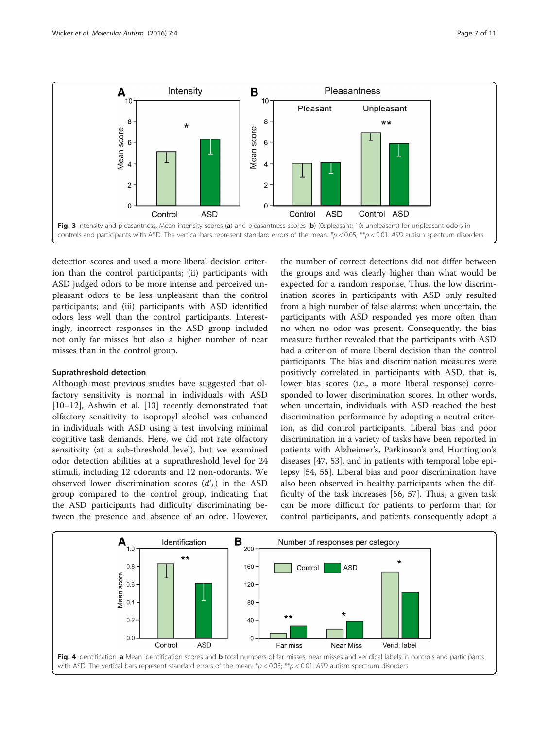A
Intensity
10
8
6
4
2
0
Mean score
*
Control
ASD

B
Pleasantness
10
8
6
4
2
0
Mean score
Pleasant
Unpleasant
**
Control
ASD
Control
ASD

**Fig. 3** Intensity and pleasantness. Mean intensity scores (**a**) and pleasantness scores (**b**) (0: pleasant; 10: unpleasant) for unpleasant odors in controls and participants with ASD. The vertical bars represent standard errors of the mean. *$p < 0.05$; **$p < 0.01$. *ASD* autism spectrum disorders

detection scores and used a more liberal decision criterion than the control participants; (ii) participants with ASD judged odors to be more intense and perceived unpleasant odors to be less unpleasant than the control participants; and (iii) participants with ASD identified odors less well than the control participants. Interestingly, incorrect responses in the ASD group included not only far misses but also a higher number of near misses than in the control group.

#### Suprathreshold detection

Although most previous studies have suggested that olfactory sensitivity is normal in individuals with ASD [10–12], Ashwin et al. [13] recently demonstrated that olfactory sensitivity to isopropyl alcohol was enhanced in individuals with ASD using a test involving minimal cognitive task demands. Here, we did not rate olfactory sensitivity (at a sub-threshold level), but we examined odor detection abilities at a suprathreshold level for 24 stimuli, including 12 odorants and 12 non-odorants. We observed lower discrimination scores ($d'_L$) in the ASD group compared to the control group, indicating that the ASD participants had difficulty discriminating between the presence and absence of an odor. However, the number of correct detections did not differ between the groups and was clearly higher than what would be expected for a random response. Thus, the low discrimination scores in participants with ASD only resulted from a high number of false alarms: when uncertain, the participants with ASD responded yes more often than no when no odor was present. Consequently, the bias measure further revealed that the participants with ASD had a criterion of more liberal decision than the control participants. The bias and discrimination measures were positively correlated in participants with ASD, that is, lower bias scores (i.e., a more liberal response) corresponded to lower discrimination scores. In other words, when uncertain, individuals with ASD reached the best discrimination performance by adopting a neutral criterion, as did control participants. Liberal bias and poor discrimination in a variety of tasks have been reported in patients with Alzheimer's, Parkinson's and Huntington's diseases [47, 53], and in patients with temporal lobe epilepsy [54, 55]. Liberal bias and poor discrimination have also been observed in healthy participants when the difficulty of the task increases [56, 57]. Thus, a given task can be more difficult for patients to perform than for control participants, and patients consequently adopt a

A
Identification
1.0
0.8
0.6
0.4
0.2
0.0
Mean score
**
Control
ASD

B
Number of responses per category
200
160
120
80
40
0
Control
ASD
**
*
*
Far miss
Near Miss
Verid. label

**Fig. 4** Identification. **a** Mean identification scores and **b** total numbers of far misses, near misses and veridical labels in controls and participants with ASD. The vertical bars represent standard errors of the mean. *$p < 0.05$; **$p < 0.01$. *ASD* autism spectrum disorders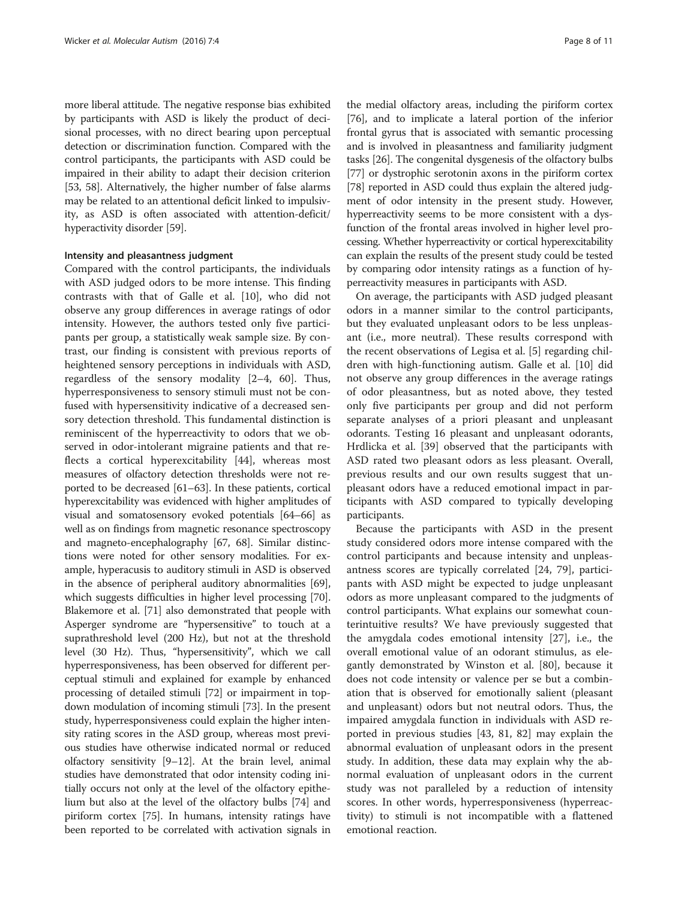more liberal attitude. The negative response bias exhibited by participants with ASD is likely the product of decisional processes, with no direct bearing upon perceptual detection or discrimination function. Compared with the control participants, the participants with ASD could be impaired in their ability to adapt their decision criterion [53, 58]. Alternatively, the higher number of false alarms may be related to an attentional deficit linked to impulsivity, as ASD is often associated with attention-deficit/hyperactivity disorder [59].

#### Intensity and pleasantness judgment

Compared with the control participants, the individuals with ASD judged odors to be more intense. This finding contrasts with that of Galle et al. [10], who did not observe any group differences in average ratings of odor intensity. However, the authors tested only five participants per group, a statistically weak sample size. By contrast, our finding is consistent with previous reports of heightened sensory perceptions in individuals with ASD, regardless of the sensory modality [2–4, 60]. Thus, hyperresponsiveness to sensory stimuli must not be confused with hypersensitivity indicative of a decreased sensory detection threshold. This fundamental distinction is reminiscent of the hyperreactivity to odors that we observed in odor-intolerant migraine patients and that reflects a cortical hyperexcitability [44], whereas most measures of olfactory detection thresholds were not reported to be decreased [61–63]. In these patients, cortical hyperexcitability was evidenced with higher amplitudes of visual and somatosensory evoked potentials [64–66] as well as on findings from magnetic resonance spectroscopy and magneto-encephalography [67, 68]. Similar distinctions were noted for other sensory modalities. For example, hyperacusis to auditory stimuli in ASD is observed in the absence of peripheral auditory abnormalities [69], which suggests difficulties in higher level processing [70]. Blakemore et al. [71] also demonstrated that people with Asperger syndrome are "hypersensitive" to touch at a suprathreshold level (200 Hz), but not at the threshold level (30 Hz). Thus, "hypersensitivity", which we call hyperresponsiveness, has been observed for different perceptual stimuli and explained for example by enhanced processing of detailed stimuli [72] or impairment in top-down modulation of incoming stimuli [73]. In the present study, hyperresponsiveness could explain the higher intensity rating scores in the ASD group, whereas most previous studies have otherwise indicated normal or reduced olfactory sensitivity [9–12]. At the brain level, animal studies have demonstrated that odor intensity coding initially occurs not only at the level of the olfactory epithelium but also at the level of the olfactory bulbs [74] and piriform cortex [75]. In humans, intensity ratings have been reported to be correlated with activation signals in the medial olfactory areas, including the piriform cortex [76], and to implicate a lateral portion of the inferior frontal gyrus that is associated with semantic processing and is involved in pleasantness and familiarity judgment tasks [26]. The congenital dysgenesis of the olfactory bulbs [77] or dystrophic serotonin axons in the piriform cortex [78] reported in ASD could thus explain the altered judgment of odor intensity in the present study. However, hyperreactivity seems to be more consistent with a dysfunction of the frontal areas involved in higher level processing. Whether hyperreactivity or cortical hyperexcitability can explain the results of the present study could be tested by comparing odor intensity ratings as a function of hyperreactivity measures in participants with ASD.

On average, the participants with ASD judged pleasant odors in a manner similar to the control participants, but they evaluated unpleasant odors to be less unpleasant (i.e., more neutral). These results correspond with the recent observations of Legisa et al. [5] regarding children with high-functioning autism. Galle et al. [10] did not observe any group differences in the average ratings of odor pleasantness, but as noted above, they tested only five participants per group and did not perform separate analyses of a priori pleasant and unpleasant odorants. Testing 16 pleasant and unpleasant odorants, Hrdlicka et al. [39] observed that the participants with ASD rated two pleasant odors as less pleasant. Overall, previous results and our own results suggest that unpleasant odors have a reduced emotional impact in participants with ASD compared to typically developing participants.

Because the participants with ASD in the present study considered odors more intense compared with the control participants and because intensity and unpleasantness scores are typically correlated [24, 79], participants with ASD might be expected to judge unpleasant odors as more unpleasant compared to the judgments of control participants. What explains our somewhat counterintuitive results? We have previously suggested that the amygdala codes emotional intensity [27], i.e., the overall emotional value of an odorant stimulus, as elegantly demonstrated by Winston et al. [80], because it does not code intensity or valence per se but a combination that is observed for emotionally salient (pleasant and unpleasant) odors but not neutral odors. Thus, the impaired amygdala function in individuals with ASD reported in previous studies [43, 81, 82] may explain the abnormal evaluation of unpleasant odors in the present study. In addition, these data may explain why the abnormal evaluation of unpleasant odors in the current study was not paralleled by a reduction of intensity scores. In other words, hyperresponsiveness (hyperreactivity) to stimuli is not incompatible with a flattened emotional reaction.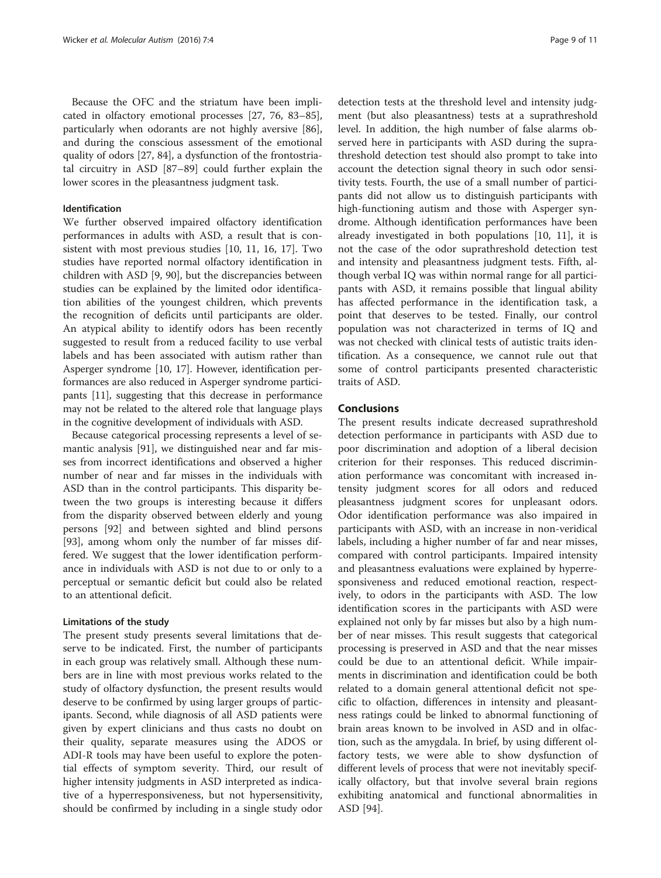Because the OFC and the striatum have been implicated in olfactory emotional processes [27, 76, 83–85], particularly when odorants are not highly aversive [86], and during the conscious assessment of the emotional quality of odors [27, 84], a dysfunction of the frontostriatal circuitry in ASD [87–89] could further explain the lower scores in the pleasantness judgment task.

### Identification

We further observed impaired olfactory identification performances in adults with ASD, a result that is consistent with most previous studies [10, 11, 16, 17]. Two studies have reported normal olfactory identification in children with ASD [9, 90], but the discrepancies between studies can be explained by the limited odor identification abilities of the youngest children, which prevents the recognition of deficits until participants are older. An atypical ability to identify odors has been recently suggested to result from a reduced facility to use verbal labels and has been associated with autism rather than Asperger syndrome [10, 17]. However, identification performances are also reduced in Asperger syndrome participants [11], suggesting that this decrease in performance may not be related to the altered role that language plays in the cognitive development of individuals with ASD.

Because categorical processing represents a level of semantic analysis [91], we distinguished near and far misses from incorrect identifications and observed a higher number of near and far misses in the individuals with ASD than in the control participants. This disparity between the two groups is interesting because it differs from the disparity observed between elderly and young persons [92] and between sighted and blind persons [93], among whom only the number of far misses differed. We suggest that the lower identification performance in individuals with ASD is not due to or only to a perceptual or semantic deficit but could also be related to an attentional deficit.

### Limitations of the study

The present study presents several limitations that deserve to be indicated. First, the number of participants in each group was relatively small. Although these numbers are in line with most previous works related to the study of olfactory dysfunction, the present results would deserve to be confirmed by using larger groups of participants. Second, while diagnosis of all ASD patients were given by expert clinicians and thus casts no doubt on their quality, separate measures using the ADOS or ADI-R tools may have been useful to explore the potential effects of symptom severity. Third, our result of higher intensity judgments in ASD interpreted as indicative of a hyperresponsiveness, but not hypersensitivity, should be confirmed by including in a single study odor detection tests at the threshold level and intensity judgment (but also pleasantness) tests at a suprathreshold level. In addition, the high number of false alarms observed here in participants with ASD during the suprathreshold detection test should also prompt to take into account the detection signal theory in such odor sensitivity tests. Fourth, the use of a small number of participants did not allow us to distinguish participants with high-functioning autism and those with Asperger syndrome. Although identification performances have been already investigated in both populations [10, 11], it is not the case of the odor suprathreshold detection test and intensity and pleasantness judgment tests. Fifth, although verbal IQ was within normal range for all participants with ASD, it remains possible that lingual ability has affected performance in the identification task, a point that deserves to be tested. Finally, our control population was not characterized in terms of IQ and was not checked with clinical tests of autistic traits identification. As a consequence, we cannot rule out that some of control participants presented characteristic traits of ASD.

## Conclusions

The present results indicate decreased suprathreshold detection performance in participants with ASD due to poor discrimination and adoption of a liberal decision criterion for their responses. This reduced discrimination performance was concomitant with increased intensity judgment scores for all odors and reduced pleasantness judgment scores for unpleasant odors. Odor identification performance was also impaired in participants with ASD, with an increase in non-veridical labels, including a higher number of far and near misses, compared with control participants. Impaired intensity and pleasantness evaluations were explained by hyperresponsiveness and reduced emotional reaction, respectively, to odors in the participants with ASD. The low identification scores in the participants with ASD were explained not only by far misses but also by a high number of near misses. This result suggests that categorical processing is preserved in ASD and that the near misses could be due to an attentional deficit. While impairments in discrimination and identification could be both related to a domain general attentional deficit not specific to olfaction, differences in intensity and pleasantness ratings could be linked to abnormal functioning of brain areas known to be involved in ASD and in olfaction, such as the amygdala. In brief, by using different olfactory tests, we were able to show dysfunction of different levels of process that were not inevitably specifically olfactory, but that involve several brain regions exhibiting anatomical and functional abnormalities in ASD [94].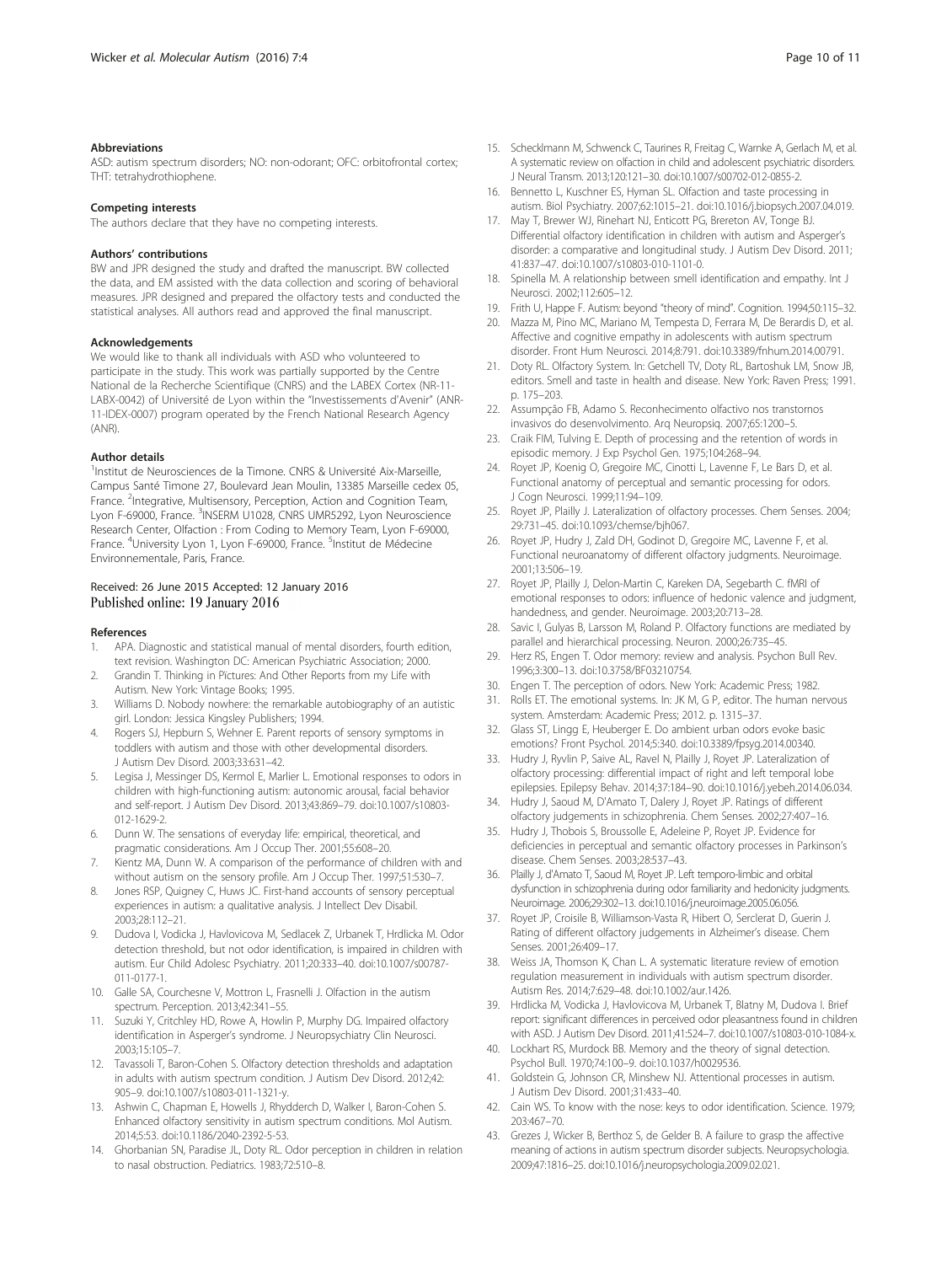#### Abbreviations

ASD: autism spectrum disorders; NO: non-odorant; OFC: orbitofrontal cortex; THT: tetrahydrothiophene.

#### Competing interests

The authors declare that they have no competing interests.

#### Authors' contributions

BW and JPR designed the study and drafted the manuscript. BW collected the data, and EM assisted with the data collection and scoring of behavioral measures. JPR designed and prepared the olfactory tests and conducted the statistical analyses. All authors read and approved the final manuscript.

#### Acknowledgements

We would like to thank all individuals with ASD who volunteered to participate in the study. This work was partially supported by the Centre National de la Recherche Scientifique (CNRS) and the LABEX Cortex (NR-11-LABX-0042) of Université de Lyon within the "Investissements d'Avenir" (ANR-11-IDEX-0007) program operated by the French National Research Agency (ANR).

#### Author details

[1]Institut de Neurosciences de la Timone. CNRS & Université Aix-Marseille, Campus Santé Timone 27, Boulevard Jean Moulin, 13385 Marseille cedex 05, France. [2]Integrative, Multisensory, Perception, Action and Cognition Team, Lyon F-69000, France. [3]INSERM U1028, CNRS UMR5292, Lyon Neuroscience Research Center, Olfaction : From Coding to Memory Team, Lyon F-69000, France. [4]University Lyon 1, Lyon F-69000, France. [5]Institut de Médecine Environnementale, Paris, France.

Received: 26 June 2015 Accepted: 12 January 2016
Published online: 19 January 2016

#### References

1. APA. Diagnostic and statistical manual of mental disorders, fourth edition, text revision. Washington DC: American Psychiatric Association; 2000.
2. Grandin T. Thinking in Pictures: And Other Reports from my Life with Autism. New York: Vintage Books; 1995.
3. Williams D. Nobody nowhere: the remarkable autobiography of an autistic girl. London: Jessica Kingsley Publishers; 1994.
4. Rogers SJ, Hepburn S, Wehner E. Parent reports of sensory symptoms in toddlers with autism and those with other developmental disorders. J Autism Dev Disord. 2003;33:631–42.
5. Legisa J, Messinger DS, Kermol E, Marlier L. Emotional responses to odors in children with high-functioning autism: autonomic arousal, facial behavior and self-report. J Autism Dev Disord. 2013;43:869–79. doi:10.1007/s10803-012-1629-2.
6. Dunn W. The sensations of everyday life: empirical, theoretical, and pragmatic considerations. Am J Occup Ther. 2001;55:608–20.
7. Kientz MA, Dunn W. A comparison of the performance of children with and without autism on the sensory profile. Am J Occup Ther. 1997;51:530–7.
8. Jones RSP, Quigney C, Huws JC. First-hand accounts of sensory perceptual experiences in autism: a qualitative analysis. J Intellect Dev Disabil. 2003;28:112–21.
9. Dudova I, Vodicka J, Havlovicova M, Sedlacek Z, Urbanek T, Hrdlicka M. Odor detection threshold, but not odor identification, is impaired in children with autism. Eur Child Adolesc Psychiatry. 2011;20:333–40. doi:10.1007/s00787-011-0177-1.
10. Galle SA, Courchesne V, Mottron L, Frasnelli J. Olfaction in the autism spectrum. Perception. 2013;42:341–55.
11. Suzuki Y, Critchley HD, Rowe A, Howlin P, Murphy DG. Impaired olfactory identification in Asperger's syndrome. J Neuropsychiatry Clin Neurosci. 2003;15:105–7.
12. Tavassoli T, Baron-Cohen S. Olfactory detection thresholds and adaptation in adults with autism spectrum condition. J Autism Dev Disord. 2012;42: 905–9. doi:10.1007/s10803-011-1321-y.
13. Ashwin C, Chapman E, Howells J, Rhydderch D, Walker I, Baron-Cohen S. Enhanced olfactory sensitivity in autism spectrum conditions. Mol Autism. 2014;5:53. doi:10.1186/2040-2392-5-53.
14. Ghorbanian SN, Paradise JL, Doty RL. Odor perception in children in relation to nasal obstruction. Pediatrics. 1983;72:510–8.
15. Schecklmann M, Schwenck C, Taurines R, Freitag C, Warnke A, Gerlach M, et al. A systematic review on olfaction in child and adolescent psychiatric disorders. J Neural Transm. 2013;120:121–30. doi:10.1007/s00702-012-0855-2.
16. Bennetto L, Kuschner ES, Hyman SL. Olfaction and taste processing in autism. Biol Psychiatry. 2007;62:1015–21. doi:10.1016/j.biopsych.2007.04.019.
17. May T, Brewer WJ, Rinehart NJ, Enticott PG, Brereton AV, Tonge BJ. Differential olfactory identification in children with autism and Asperger's disorder: a comparative and longitudinal study. J Autism Dev Disord. 2011; 41:837–47. doi:10.1007/s10803-010-1101-0.
18. Spinella M. A relationship between smell identification and empathy. Int J Neurosci. 2002;112:605–12.
19. Frith U, Happe F. Autism: beyond "theory of mind". Cognition. 1994;50:115–32.
20. Mazza M, Pino MC, Mariano M, Tempesta D, Ferrara M, De Berardis D, et al. Affective and cognitive empathy in adolescents with autism spectrum disorder. Front Hum Neurosci. 2014;8:791. doi:10.3389/fnhum.2014.00791.
21. Doty RL. Olfactory System. In: Getchell TV, Doty RL, Bartoshuk LM, Snow JB, editors. Smell and taste in health and disease. New York: Raven Press; 1991. p. 175–203.
22. Assumpção FB, Adamo S. Reconhecimento olfactivo nos transtornos invasivos do desenvolvimento. Arq Neuropsiq. 2007;65:1200–5.
23. Craik FIM, Tulving E. Depth of processing and the retention of words in episodic memory. J Exp Psychol Gen. 1975;104:268–94.
24. Royet JP, Koenig O, Gregoire MC, Cinotti L, Lavenne F, Le Bars D, et al. Functional anatomy of perceptual and semantic processing for odors. J Cogn Neurosci. 1999;11:94–109.
25. Royet JP, Plailly J. Lateralization of olfactory processes. Chem Senses. 2004; 29:731–45. doi:10.1093/chemse/bjh067.
26. Royet JP, Hudry J, Zald DH, Godinot D, Gregoire MC, Lavenne F, et al. Functional neuroanatomy of different olfactory judgments. Neuroimage. 2001;13:506–19.
27. Royet JP, Plailly J, Delon-Martin C, Kareken DA, Segebarth C. fMRI of emotional responses to odors: influence of hedonic valence and judgment, handedness, and gender. Neuroimage. 2003;20:713–28.
28. Savic I, Gulyas B, Larsson M, Roland P. Olfactory functions are mediated by parallel and hierarchical processing. Neuron. 2000;26:735–45.
29. Herz RS, Engen T. Odor memory: review and analysis. Psychon Bull Rev. 1996;3:300–13. doi:10.3758/BF03210754.
30. Engen T. The perception of odors. New York: Academic Press; 1982.
31. Rolls ET. The emotional systems. In: JK M, G P, editor. The human nervous system. Amsterdam: Academic Press; 2012. p. 1315–37.
32. Glass ST, Lingg E, Heuberger E. Do ambient urban odors evoke basic emotions? Front Psychol. 2014;5:340. doi:10.3389/fpsyg.2014.00340.
33. Hudry J, Ryvlin P, Saive AL, Ravel N, Plailly J, Royet JP. Lateralization of olfactory processing: differential impact of right and left temporal lobe epilepsies. Epilepsy Behav. 2014;37:184–90. doi:10.1016/j.yebeh.2014.06.034.
34. Hudry J, Saoud M, D'Amato T, Dalery J, Royet JP. Ratings of different olfactory judgements in schizophrenia. Chem Senses. 2002;27:407–16.
35. Hudry J, Thobois S, Broussolle E, Adeleine P, Royet JP. Evidence for deficiencies in perceptual and semantic olfactory processes in Parkinson's disease. Chem Senses. 2003;28:537–43.
36. Plailly J, d'Amato T, Saoud M, Royet JP. Left temporo-limbic and orbital dysfunction in schizophrenia during odor familiarity and hedonicity judgments. Neuroimage. 2006;29:302–13. doi:10.1016/j.neuroimage.2005.06.056.
37. Royet JP, Croisile B, Williamson-Vasta R, Hibert O, Serclerat D, Guerin J. Rating of different olfactory judgements in Alzheimer's disease. Chem Senses. 2001;26:409–17.
38. Weiss JA, Thomson K, Chan L. A systematic literature review of emotion regulation measurement in individuals with autism spectrum disorder. Autism Res. 2014;7:629–48. doi:10.1002/aur.1426.
39. Hrdlicka M, Vodicka J, Havlovicova M, Urbanek T, Blatny M, Dudova I. Brief report: significant differences in perceived odor pleasantness found in children with ASD. J Autism Dev Disord. 2011;41:524–7. doi:10.1007/s10803-010-1084-x.
40. Lockhart RS, Murdock BB. Memory and the theory of signal detection. Psychol Bull. 1970;74:100–9. doi:10.1037/h0029536.
41. Goldstein G, Johnson CR, Minshew NJ. Attentional processes in autism. J Autism Dev Disord. 2001;31:433–40.
42. Cain WS. To know with the nose: keys to odor identification. Science. 1979; 203:467–70.
43. Grezes J, Wicker B, Berthoz S, de Gelder B. A failure to grasp the affective meaning of actions in autism spectrum disorder subjects. Neuropsychologia. 2009;47:1816–25. doi:10.1016/j.neuropsychologia.2009.02.021.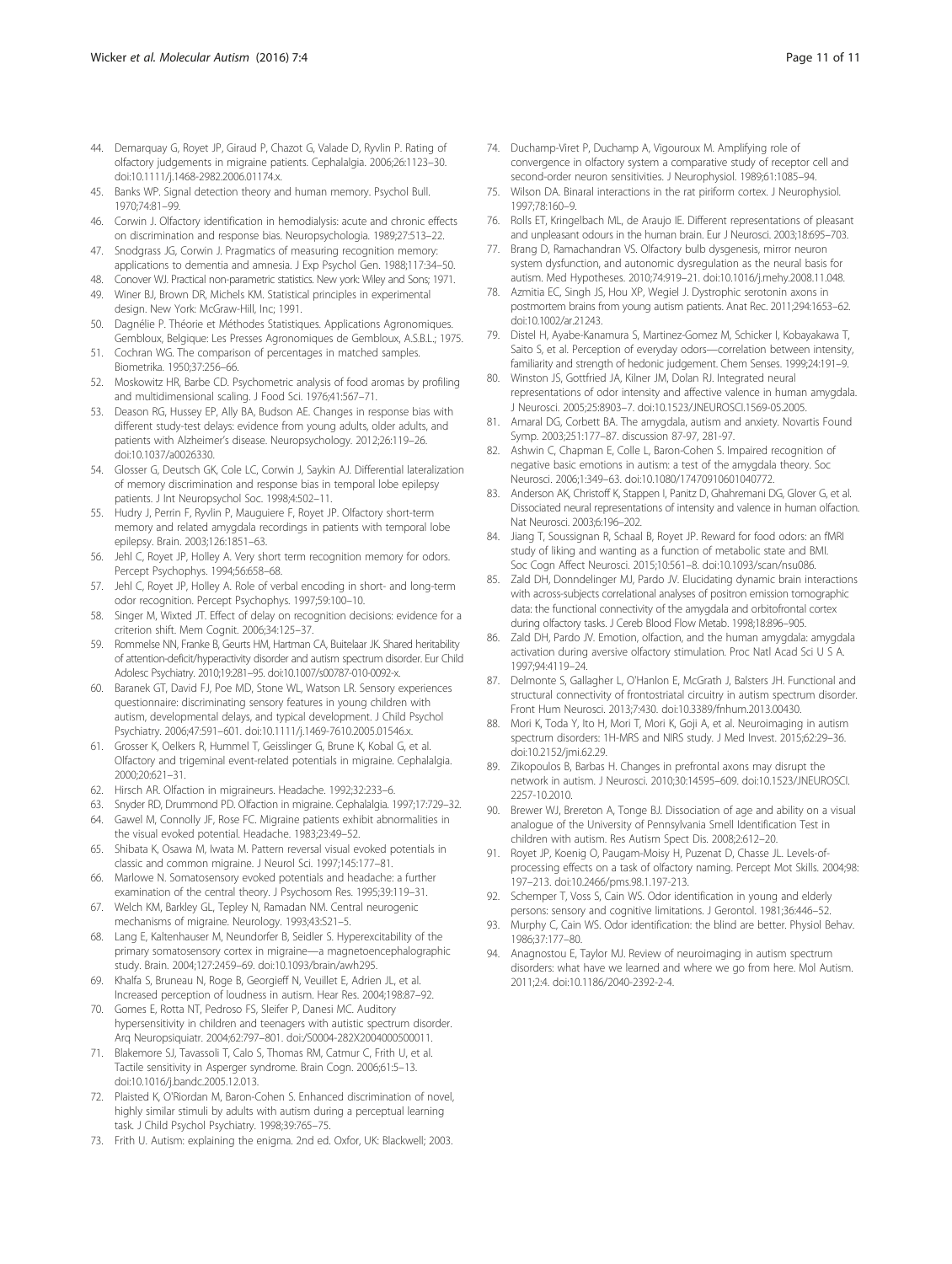44. Demarquay G, Royet JP, Giraud P, Chazot G, Valade D, Ryvlin P. Rating of olfactory judgements in migraine patients. Cephalalgia. 2006;26:1123–30. doi:10.1111/j.1468-2982.2006.01174.x.
45. Banks WP. Signal detection theory and human memory. Psychol Bull. 1970;74:81–99.
46. Corwin J. Olfactory identification in hemodialysis: acute and chronic effects on discrimination and response bias. Neuropsychologia. 1989;27:513–22.
47. Snodgrass JG, Corwin J. Pragmatics of measuring recognition memory: applications to dementia and amnesia. J Exp Psychol Gen. 1988;117:34–50.
48. Conover WJ. Practical non-parametric statistics. New york: Wiley and Sons; 1971.
49. Winer BJ, Brown DR, Michels KM. Statistical principles in experimental design. New York: McGraw-Hill, Inc; 1991.
50. Dagnélie P. Théorie et Méthodes Statistiques. Applications Agronomiques. Gembloux, Belgique: Les Presses Agronomiques de Gembloux, A.S.B.L.; 1975.
51. Cochran WG. The comparison of percentages in matched samples. Biometrika. 1950;37:256–66.
52. Moskowitz HR, Barbe CD. Psychometric analysis of food aromas by profiling and multidimensional scaling. J Food Sci. 1976;41:567–71.
53. Deason RG, Hussey EP, Ally BA, Budson AE. Changes in response bias with different study-test delays: evidence from young adults, older adults, and patients with Alzheimer's disease. Neuropsychology. 2012;26:119–26. doi:10.1037/a0026330.
54. Glosser G, Deutsch GK, Cole LC, Corwin J, Saykin AJ. Differential lateralization of memory discrimination and response bias in temporal lobe epilepsy patients. J Int Neuropsychol Soc. 1998;4:502–11.
55. Hudry J, Perrin F, Ryvlin P, Mauguiere F, Royet JP. Olfactory short-term memory and related amygdala recordings in patients with temporal lobe epilepsy. Brain. 2003;126:1851–63.
56. Jehl C, Royet JP, Holley A. Very short term recognition memory for odors. Percept Psychophys. 1994;56:658–68.
57. Jehl C, Royet JP, Holley A. Role of verbal encoding in short- and long-term odor recognition. Percept Psychophys. 1997;59:100–10.
58. Singer M, Wixted JT. Effect of delay on recognition decisions: evidence for a criterion shift. Mem Cognit. 2006;34:125–37.
59. Rommelse NN, Franke B, Geurts HM, Hartman CA, Buitelaar JK. Shared heritability of attention-deficit/hyperactivity disorder and autism spectrum disorder. Eur Child Adolesc Psychiatry. 2010;19:281–95. doi:10.1007/s00787-010-0092-x.
60. Baranek GT, David FJ, Poe MD, Stone WL, Watson LR. Sensory experiences questionnaire: discriminating sensory features in young children with autism, developmental delays, and typical development. J Child Psychol Psychiatry. 2006;47:591–601. doi:10.1111/j.1469-7610.2005.01546.x.
61. Grosser K, Oelkers R, Hummel T, Geisslinger G, Brune K, Kobal G, et al. Olfactory and trigeminal event-related potentials in migraine. Cephalalgia. 2000;20:621–31.
62. Hirsch AR. Olfaction in migraineurs. Headache. 1992;32:233–6.
63. Snyder RD, Drummond PD. Olfaction in migraine. Cephalalgia. 1997;17:729–32.
64. Gawel M, Connolly JF, Rose FC. Migraine patients exhibit abnormalities in the visual evoked potential. Headache. 1983;23:49–52.
65. Shibata K, Osawa M, Iwata M. Pattern reversal visual evoked potentials in classic and common migraine. J Neurol Sci. 1997;145:177–81.
66. Marlowe N. Somatosensory evoked potentials and headache: a further examination of the central theory. J Psychosom Res. 1995;39:119–31.
67. Welch KM, Barkley GL, Tepley N, Ramadan NM. Central neurogenic mechanisms of migraine. Neurology. 1993;43:S21–5.
68. Lang E, Kaltenhauser M, Neundorfer B, Seidler S. Hyperexcitability of the primary somatosensory cortex in migraine—a magnetoencephalographic study. Brain. 2004;127:2459–69. doi:10.1093/brain/awh295.
69. Khalfa S, Bruneau N, Roge B, Georgieff N, Veuillet E, Adrien JL, et al. Increased perception of loudness in autism. Hear Res. 2004;198:87–92.
70. Gomes E, Rotta NT, Pedroso FS, Sleifer P, Danesi MC. Auditory hypersensitivity in children and teenagers with autistic spectrum disorder. Arq Neuropsiquiatr. 2004;62:797–801. doi:/S0004-282X2004000500011.
71. Blakemore SJ, Tavassoli T, Calo S, Thomas RM, Catmur C, Frith U, et al. Tactile sensitivity in Asperger syndrome. Brain Cogn. 2006;61:5–13. doi:10.1016/j.bandc.2005.12.013.
72. Plaisted K, O'Riordan M, Baron-Cohen S. Enhanced discrimination of novel, highly similar stimuli by adults with autism during a perceptual learning task. J Child Psychol Psychiatry. 1998;39:765–75.
73. Frith U. Autism: explaining the enigma. 2nd ed. Oxfor, UK: Blackwell; 2003.
74. Duchamp-Viret P, Duchamp A, Vigouroux M. Amplifying role of convergence in olfactory system a comparative study of receptor cell and second-order neuron sensitivities. J Neurophysiol. 1989;61:1085–94.
75. Wilson DA. Binaral interactions in the rat piriform cortex. J Neurophysiol. 1997;78:160–9.
76. Rolls ET, Kringelbach ML, de Araujo IE. Different representations of pleasant and unpleasant odours in the human brain. Eur J Neurosci. 2003;18:695–703.
77. Brang D, Ramachandran VS. Olfactory bulb dysgenesis, mirror neuron system dysfunction, and autonomic dysregulation as the neural basis for autism. Med Hypotheses. 2010;74:919–21. doi:10.1016/j.mehy.2008.11.048.
78. Azmitia EC, Singh JS, Hou XP, Wegiel J. Dystrophic serotonin axons in postmortem brains from young autism patients. Anat Rec. 2011;294:1653–62. doi:10.1002/ar.21243.
79. Distel H, Ayabe-Kanamura S, Martinez-Gomez M, Schicker I, Kobayakawa T, Saito S, et al. Perception of everyday odors—correlation between intensity, familiarity and strength of hedonic judgement. Chem Senses. 1999;24:191–9.
80. Winston JS, Gottfried JA, Kilner JM, Dolan RJ. Integrated neural representations of odor intensity and affective valence in human amygdala. J Neurosci. 2005;25:8903–7. doi:10.1523/JNEUROSCI.1569-05.2005.
81. Amaral DG, Corbett BA. The amygdala, autism and anxiety. Novartis Found Symp. 2003;251:177–87. discussion 87-97, 281-97.
82. Ashwin C, Chapman E, Colle L, Baron-Cohen S. Impaired recognition of negative basic emotions in autism: a test of the amygdala theory. Soc Neurosci. 2006;1:349–63. doi:10.1080/17470910601040772.
83. Anderson AK, Christoff K, Stappen I, Panitz D, Ghahremani DG, Glover G, et al. Dissociated neural representations of intensity and valence in human olfaction. Nat Neurosci. 2003;6:196–202.
84. Jiang T, Soussignan R, Schaal B, Royet JP. Reward for food odors: an fMRI study of liking and wanting as a function of metabolic state and BMI. Soc Cogn Affect Neurosci. 2015;10:561–8. doi:10.1093/scan/nsu086.
85. Zald DH, Donndelinger MJ, Pardo JV. Elucidating dynamic brain interactions with across-subjects correlational analyses of positron emission tomographic data: the functional connectivity of the amygdala and orbitofrontal cortex during olfactory tasks. J Cereb Blood Flow Metab. 1998;18:896–905.
86. Zald DH, Pardo JV. Emotion, olfaction, and the human amygdala: amygdala activation during aversive olfactory stimulation. Proc Natl Acad Sci U S A. 1997;94:4119–24.
87. Delmonte S, Gallagher L, O'Hanlon E, McGrath J, Balsters JH. Functional and structural connectivity of frontostriatal circuitry in autism spectrum disorder. Front Hum Neurosci. 2013;7:430. doi:10.3389/fnhum.2013.00430.
88. Mori K, Toda Y, Ito H, Mori T, Mori K, Goji A, et al. Neuroimaging in autism spectrum disorders: 1H-MRS and NIRS study. J Med Invest. 2015;62:29–36. doi:10.2152/jmi.62.29.
89. Zikopoulos B, Barbas H. Changes in prefrontal axons may disrupt the network in autism. J Neurosci. 2010;30:14595–609. doi:10.1523/JNEUROSCI.2257-10.2010.
90. Brewer WJ, Brereton A, Tonge BJ. Dissociation of age and ability on a visual analogue of the University of Pennsylvania Smell Identification Test in children with autism. Res Autism Spect Dis. 2008;2:612–20.
91. Royet JP, Koenig O, Paugam-Moisy H, Puzenat D, Chasse JL. Levels-of-processing effects on a task of olfactory naming. Percept Mot Skills. 2004;98: 197–213. doi:10.2466/pms.98.1.197-213.
92. Schemper T, Voss S, Cain WS. Odor identification in young and elderly persons: sensory and cognitive limitations. J Gerontol. 1981;36:446–52.
93. Murphy C, Cain WS. Odor identification: the blind are better. Physiol Behav. 1986;37:177–80.
94. Anagnostou E, Taylor MJ. Review of neuroimaging in autism spectrum disorders: what have we learned and where we go from here. Mol Autism. 2011;2:4. doi:10.1186/2040-2392-2-4.